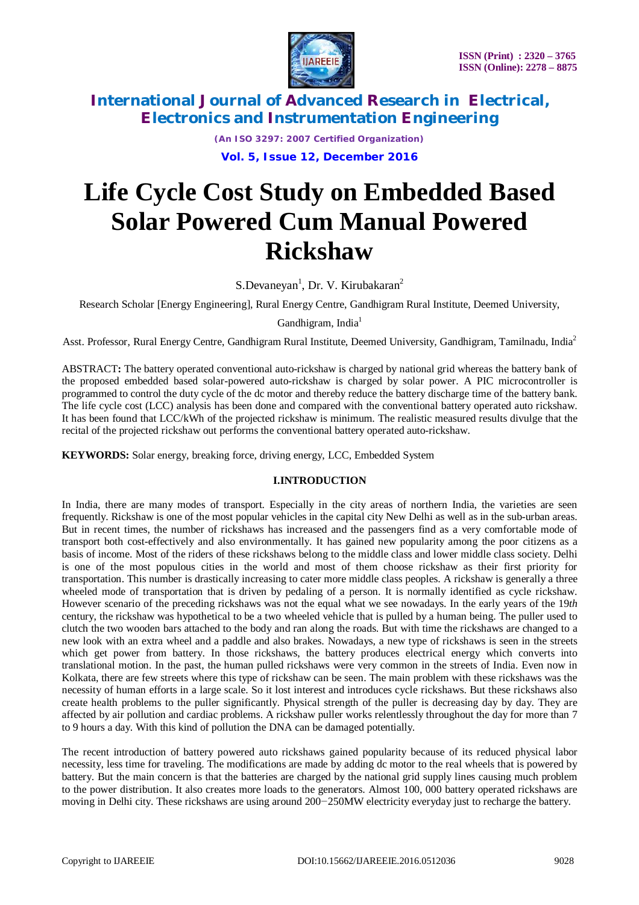# Life Cycle Cost Study on Embedded Based Solar Powered Cum Manual Powered Rickshaw

S.Devaneyan[1], Dr. V. Kirubakaran[2]

Research Scholar [Energy Engineering], Rural Energy Centre, Gandhigram Rural Institute, Deemed University, Gandhigram, India[1]

Asst. Professor, Rural Energy Centre, Gandhigram Rural Institute, Deemed University, Gandhigram, Tamilnadu, India[2]

**ABSTRACT:** The battery operated conventional auto-rickshaw is charged by national grid whereas the battery bank of the proposed embedded based solar-powered auto-rickshaw is charged by solar power. A PIC microcontroller is programmed to control the duty cycle of the dc motor and thereby reduce the battery discharge time of the battery bank. The life cycle cost (LCC) analysis has been done and compared with the conventional battery operated auto rickshaw. It has been found that LCC/kWh of the projected rickshaw is minimum. The realistic measured results divulge that the recital of the projected rickshaw out performs the conventional battery operated auto-rickshaw.

**KEYWORDS:** Solar energy, breaking force, driving energy, LCC, Embedded System

## I.INTRODUCTION

In India, there are many modes of transport. Especially in the city areas of northern India, the varieties are seen frequently. Rickshaw is one of the most popular vehicles in the capital city New Delhi as well as in the sub-urban areas. But in recent times, the number of rickshaws has increased and the passengers find as a very comfortable mode of transport both cost-effectively and also environmentally. It has gained new popularity among the poor citizens as a basis of income. Most of the riders of these rickshaws belong to the middle class and lower middle class society. Delhi is one of the most populous cities in the world and most of them choose rickshaw as their first priority for transportation. This number is drastically increasing to cater more middle class peoples. A rickshaw is generally a three wheeled mode of transportation that is driven by pedaling of a person. It is normally identified as cycle rickshaw. However scenario of the preceding rickshaws was not the equal what we see nowadays. In the early years of the 19*th* century, the rickshaw was hypothetical to be a two wheeled vehicle that is pulled by a human being. The puller used to clutch the two wooden bars attached to the body and ran along the roads. But with time the rickshaws are changed to a new look with an extra wheel and a paddle and also brakes. Nowadays, a new type of rickshaws is seen in the streets which get power from battery. In those rickshaws, the battery produces electrical energy which converts into translational motion. In the past, the human pulled rickshaws were very common in the streets of India. Even now in Kolkata, there are few streets where this type of rickshaw can be seen. The main problem with these rickshaws was the necessity of human efforts in a large scale. So it lost interest and introduces cycle rickshaws. But these rickshaws also create health problems to the puller significantly. Physical strength of the puller is decreasing day by day. They are affected by air pollution and cardiac problems. A rickshaw puller works relentlessly throughout the day for more than 7 to 9 hours a day. With this kind of pollution the DNA can be damaged potentially.

The recent introduction of battery powered auto rickshaws gained popularity because of its reduced physical labor necessity, less time for traveling. The modifications are made by adding dc motor to the real wheels that is powered by battery. But the main concern is that the batteries are charged by the national grid supply lines causing much problem to the power distribution. It also creates more loads to the generators. Almost 100, 000 battery operated rickshaws are moving in Delhi city. These rickshaws are using around 200−250MW electricity everyday just to recharge the battery.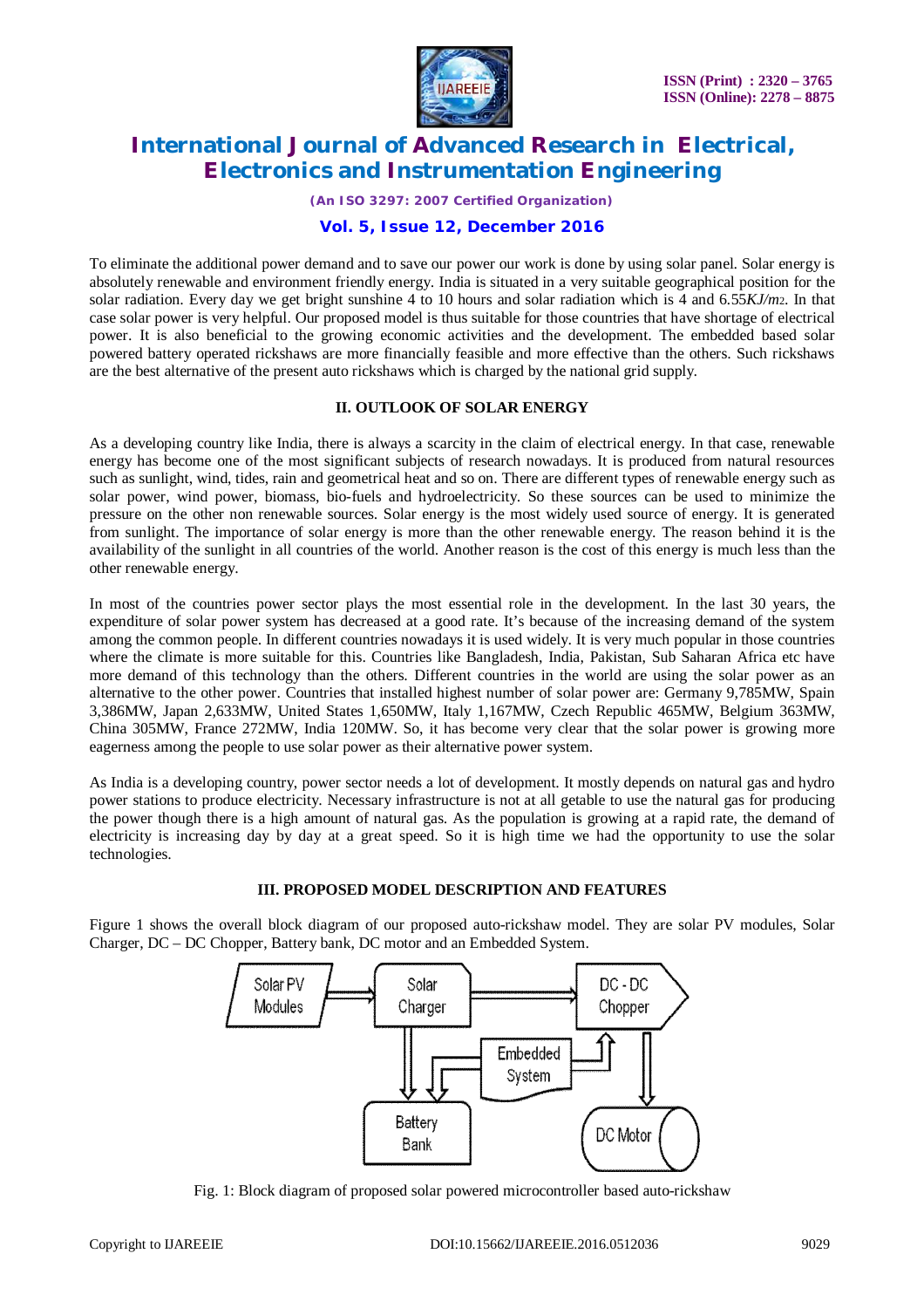To eliminate the additional power demand and to save our power our work is done by using solar panel. Solar energy is absolutely renewable and environment friendly energy. India is situated in a very suitable geographical position for the solar radiation. Every day we get bright sunshine 4 to 10 hours and solar radiation which is 4 and 6.55$KJ/m_2$. In that case solar power is very helpful. Our proposed model is thus suitable for those countries that have shortage of electrical power. It is also beneficial to the growing economic activities and the development. The embedded based solar powered battery operated rickshaws are more financially feasible and more effective than the others. Such rickshaws are the best alternative of the present auto rickshaws which is charged by the national grid supply.

## II. OUTLOOK OF SOLAR ENERGY

As a developing country like India, there is always a scarcity in the claim of electrical energy. In that case, renewable energy has become one of the most significant subjects of research nowadays. It is produced from natural resources such as sunlight, wind, tides, rain and geometrical heat and so on. There are different types of renewable energy such as solar power, wind power, biomass, bio-fuels and hydroelectricity. So these sources can be used to minimize the pressure on the other non renewable sources. Solar energy is the most widely used source of energy. It is generated from sunlight. The importance of solar energy is more than the other renewable energy. The reason behind it is the availability of the sunlight in all countries of the world. Another reason is the cost of this energy is much less than the other renewable energy.

In most of the countries power sector plays the most essential role in the development. In the last 30 years, the expenditure of solar power system has decreased at a good rate. It's because of the increasing demand of the system among the common people. In different countries nowadays it is used widely. It is very much popular in those countries where the climate is more suitable for this. Countries like Bangladesh, India, Pakistan, Sub Saharan Africa etc have more demand of this technology than the others. Different countries in the world are using the solar power as an alternative to the other power. Countries that installed highest number of solar power are: Germany 9,785MW, Spain 3,386MW, Japan 2,633MW, United States 1,650MW, Italy 1,167MW, Czech Republic 465MW, Belgium 363MW, China 305MW, France 272MW, India 120MW. So, it has become very clear that the solar power is growing more eagerness among the people to use solar power as their alternative power system.

As India is a developing country, power sector needs a lot of development. It mostly depends on natural gas and hydro power stations to produce electricity. Necessary infrastructure is not at all getable to use the natural gas for producing the power though there is a high amount of natural gas. As the population is growing at a rapid rate, the demand of electricity is increasing day by day at a great speed. So it is high time we had the opportunity to use the solar technologies.

## III. PROPOSED MODEL DESCRIPTION AND FEATURES

Figure 1 shows the overall block diagram of our proposed auto-rickshaw model. They are solar PV modules, Solar Charger, DC – DC Chopper, Battery bank, DC motor and an Embedded System.

Fig. 1: Block diagram of proposed solar powered microcontroller based auto-rickshaw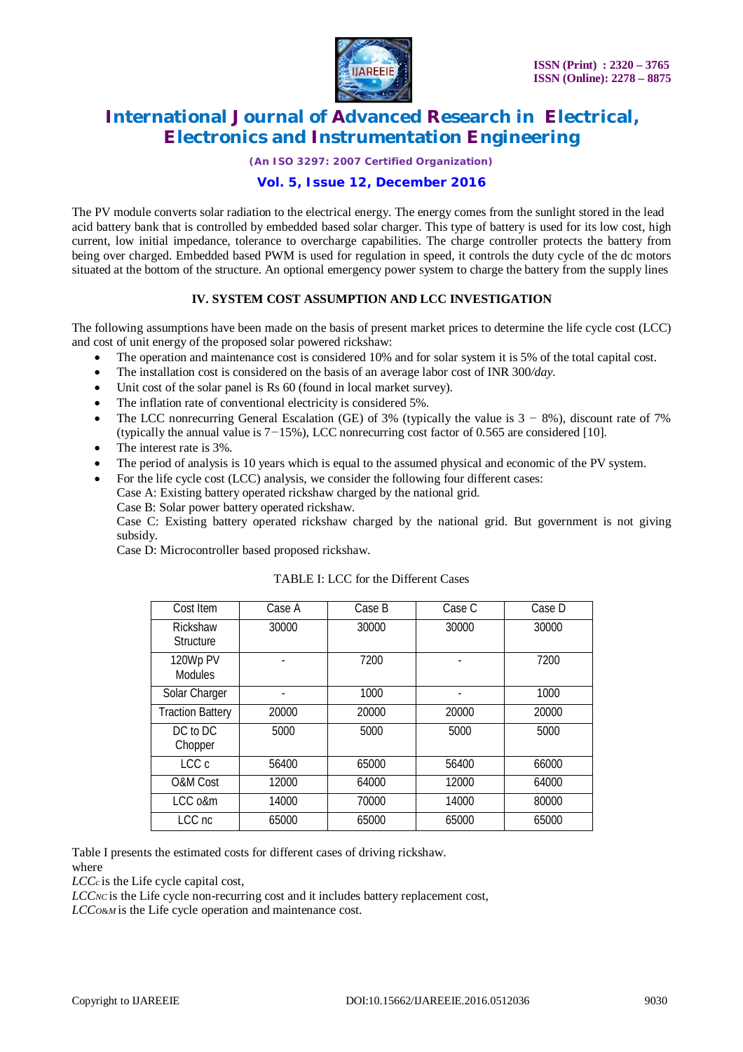The PV module converts solar radiation to the electrical energy. The energy comes from the sunlight stored in the lead acid battery bank that is controlled by embedded based solar charger. This type of battery is used for its low cost, high current, low initial impedance, tolerance to overcharge capabilities. The charge controller protects the battery from being over charged. Embedded based PWM is used for regulation in speed, it controls the duty cycle of the dc motors situated at the bottom of the structure. An optional emergency power system to charge the battery from the supply lines

## IV. SYSTEM COST ASSUMPTION AND LCC INVESTIGATION

The following assumptions have been made on the basis of present market prices to determine the life cycle cost (LCC) and cost of unit energy of the proposed solar powered rickshaw:

- The operation and maintenance cost is considered 10% and for solar system it is 5% of the total capital cost.
- The installation cost is considered on the basis of an average labor cost of INR 300*/day*.
- Unit cost of the solar panel is Rs 60 (found in local market survey).
- The inflation rate of conventional electricity is considered 5%.
- The LCC nonrecurring General Escalation (GE) of 3% (typically the value is 3 − 8%), discount rate of 7% (typically the annual value is 7−15%), LCC nonrecurring cost factor of 0.565 are considered [10].
- The interest rate is 3%.
- The period of analysis is 10 years which is equal to the assumed physical and economic of the PV system.
- For the life cycle cost (LCC) analysis, we consider the following four different cases:
  Case A: Existing battery operated rickshaw charged by the national grid.
  Case B: Solar power battery operated rickshaw.
  Case C: Existing battery operated rickshaw charged by the national grid. But government is not giving subsidy.
  Case D: Microcontroller based proposed rickshaw.

TABLE I: LCC for the Different Cases

| Cost Item | Case A | Case B | Case C | Case D |
|---|---|---|---|---|
| Rickshaw Structure | 30000 | 30000 | 30000 | 30000 |
| 120Wp PV Modules | - | 7200 | - | 7200 |
| Solar Charger | - | 1000 | - | 1000 |
| Traction Battery | 20000 | 20000 | 20000 | 20000 |
| DC to DC Chopper | 5000 | 5000 | 5000 | 5000 |
| LCC c | 56400 | 65000 | 56400 | 66000 |
| O&M Cost | 12000 | 64000 | 12000 | 64000 |
| LCC o&m | 14000 | 70000 | 14000 | 80000 |
| LCC nc | 65000 | 65000 | 65000 | 65000 |

Table I presents the estimated costs for different cases of driving rickshaw.
where

$LCC_C$ is the Life cycle capital cost,

$LCC_{NC}$ is the Life cycle non-recurring cost and it includes battery replacement cost,

$LCC_{O\&M}$ is the Life cycle operation and maintenance cost.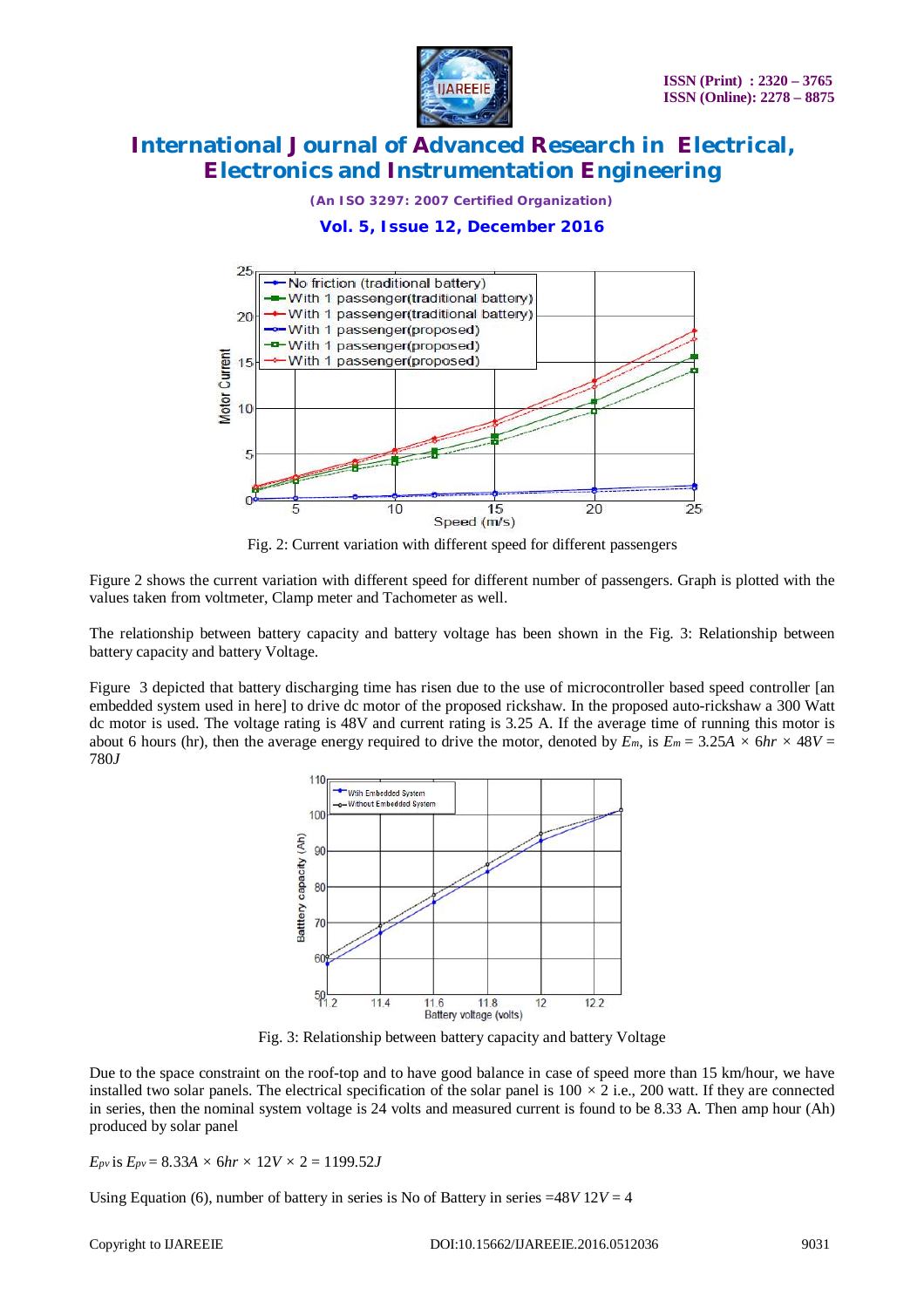Fig. 2: Current variation with different speed for different passengers

Figure 2 shows the current variation with different speed for different number of passengers. Graph is plotted with the values taken from voltmeter, Clamp meter and Tachometer as well.

The relationship between battery capacity and battery voltage has been shown in the Fig. 3: Relationship between battery capacity and battery Voltage.

Figure 3 depicted that battery discharging time has risen due to the use of microcontroller based speed controller [an embedded system used in here] to drive dc motor of the proposed rickshaw. In the proposed auto-rickshaw a 300 Watt dc motor is used. The voltage rating is 48V and current rating is 3.25 A. If the average time of running this motor is about 6 hours (hr), then the average energy required to drive the motor, denoted by $E_m$, is $E_m = 3.25A \times 6hr \times 48V = 780J$

Fig. 3: Relationship between battery capacity and battery Voltage

Due to the space constraint on the roof-top and to have good balance in case of speed more than 15 km/hour, we have installed two solar panels. The electrical specification of the solar panel is 100 × 2 i.e., 200 watt. If they are connected in series, then the nominal system voltage is 24 volts and measured current is found to be 8.33 A. Then amp hour (Ah) produced by solar panel

$E_{pv}$ is $E_{pv} = 8.33A \times 6hr \times 12V \times 2 = 1199.52J$

Using Equation (6), number of battery in series is No of Battery in series $= 48V\ 12V = 4$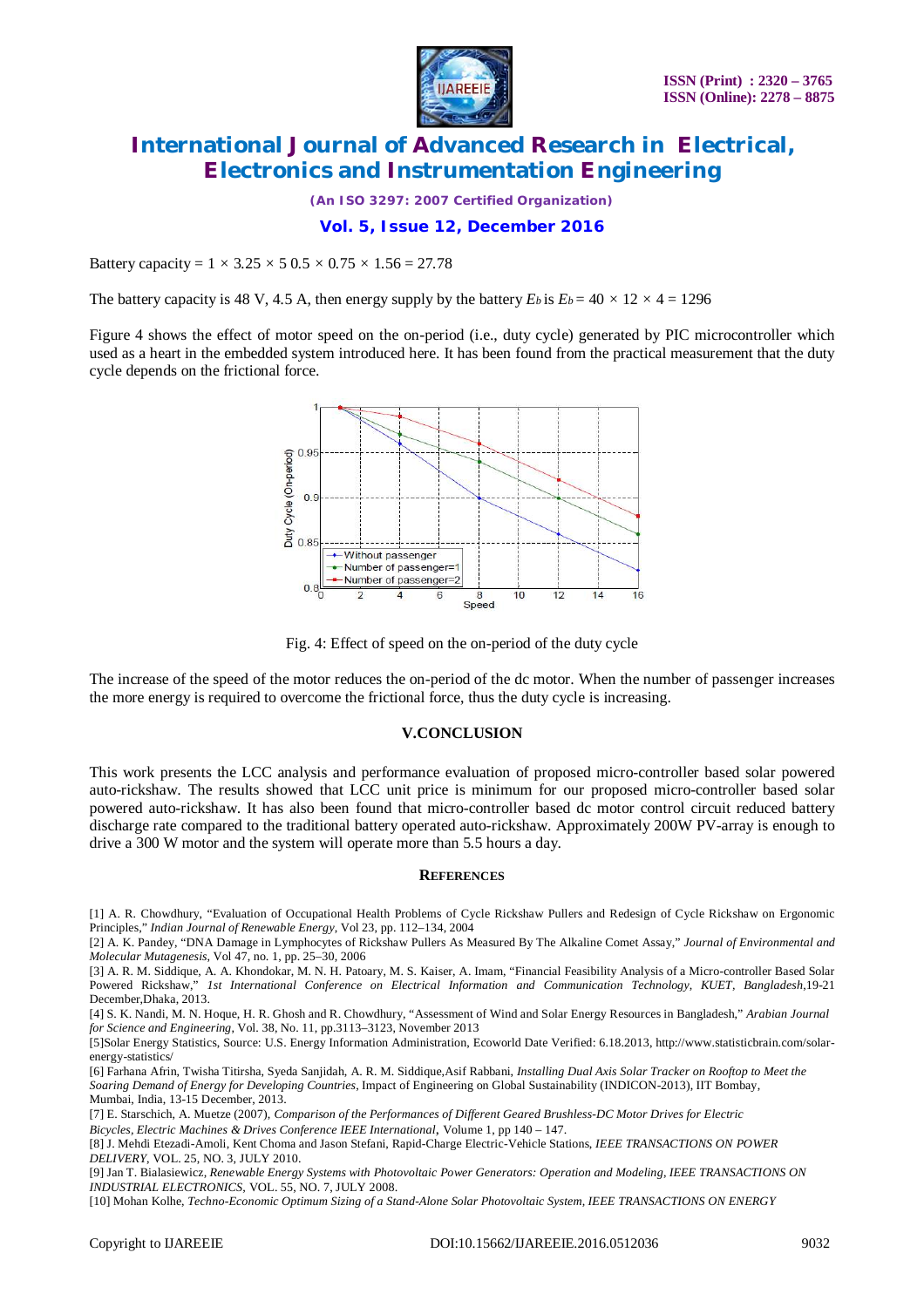Battery capacity = $1 \times 3.25 \times 5\ 0.5 \times 0.75 \times 1.56 = 27.78$

The battery capacity is 48 V, 4.5 A, then energy supply by the battery $E_b$ is $E_b = 40 \times 12 \times 4 = 1296$

Figure 4 shows the effect of motor speed on the on-period (i.e., duty cycle) generated by PIC microcontroller which used as a heart in the embedded system introduced here. It has been found from the practical measurement that the duty cycle depends on the frictional force.

Fig. 4: Effect of speed on the on-period of the duty cycle

The increase of the speed of the motor reduces the on-period of the dc motor. When the number of passenger increases the more energy is required to overcome the frictional force, thus the duty cycle is increasing.

## V.CONCLUSION

This work presents the LCC analysis and performance evaluation of proposed micro-controller based solar powered auto-rickshaw. The results showed that LCC unit price is minimum for our proposed micro-controller based solar powered auto-rickshaw. It has also been found that micro-controller based dc motor control circuit reduced battery discharge rate compared to the traditional battery operated auto-rickshaw. Approximately 200W PV-array is enough to drive a 300 W motor and the system will operate more than 5.5 hours a day.

## REFERENCES

[1] A. R. Chowdhury, "Evaluation of Occupational Health Problems of Cycle Rickshaw Pullers and Redesign of Cycle Rickshaw on Ergonomic Principles," *Indian Journal of Renewable Energy*, Vol 23, pp. 112–134, 2004

[2] A. K. Pandey, "DNA Damage in Lymphocytes of Rickshaw Pullers As Measured By The Alkaline Comet Assay," *Journal of Environmental and Molecular Mutagenesis*, Vol 47, no. 1, pp. 25–30, 2006

[3] A. R. M. Siddique, A. A. Khondokar, M. N. H. Patoary, M. S. Kaiser, A. Imam, "Financial Feasibility Analysis of a Micro-controller Based Solar Powered Rickshaw," *1st International Conference on Electrical Information and Communication Technology, KUET, Bangladesh*,19-21 December,Dhaka, 2013.

[4] S. K. Nandi, M. N. Hoque, H. R. Ghosh and R. Chowdhury, "Assessment of Wind and Solar Energy Resources in Bangladesh," *Arabian Journal for Science and Engineering*, Vol. 38, No. 11, pp.3113–3123, November 2013

[5]Solar Energy Statistics, Source: U.S. Energy Information Administration, Ecoworld Date Verified: 6.18.2013, http://www.statisticbrain.com/solar-energy-statistics/

[6] Farhana Afrin, Twisha Titirsha, Syeda Sanjidah, A. R. M. Siddique,Asif Rabbani, *Installing Dual Axis Solar Tracker on Rooftop to Meet the Soaring Demand of Energy for Developing Countries*, Impact of Engineering on Global Sustainability (INDICON-2013), IIT Bombay, Mumbai, India, 13-15 December, 2013.

[7] E. Starschich, A. Muetze (2007), *Comparison of the Performances of Different Geared Brushless-DC Motor Drives for Electric Bicycles, Electric Machines & Drives Conference IEEE International*, Volume 1, pp 140 – 147.

[8] J. Mehdi Etezadi-Amoli, Kent Choma and Jason Stefani, Rapid-Charge Electric-Vehicle Stations, *IEEE TRANSACTIONS ON POWER DELIVERY*, VOL. 25, NO. 3, JULY 2010.

[9] Jan T. Bialasiewicz, *Renewable Energy Systems with Photovoltaic Power Generators: Operation and Modeling, IEEE TRANSACTIONS ON INDUSTRIAL ELECTRONICS*, VOL. 55, NO. 7, JULY 2008.

[10] Mohan Kolhe, *Techno-Economic Optimum Sizing of a Stand-Alone Solar Photovoltaic System, IEEE TRANSACTIONS ON ENERGY*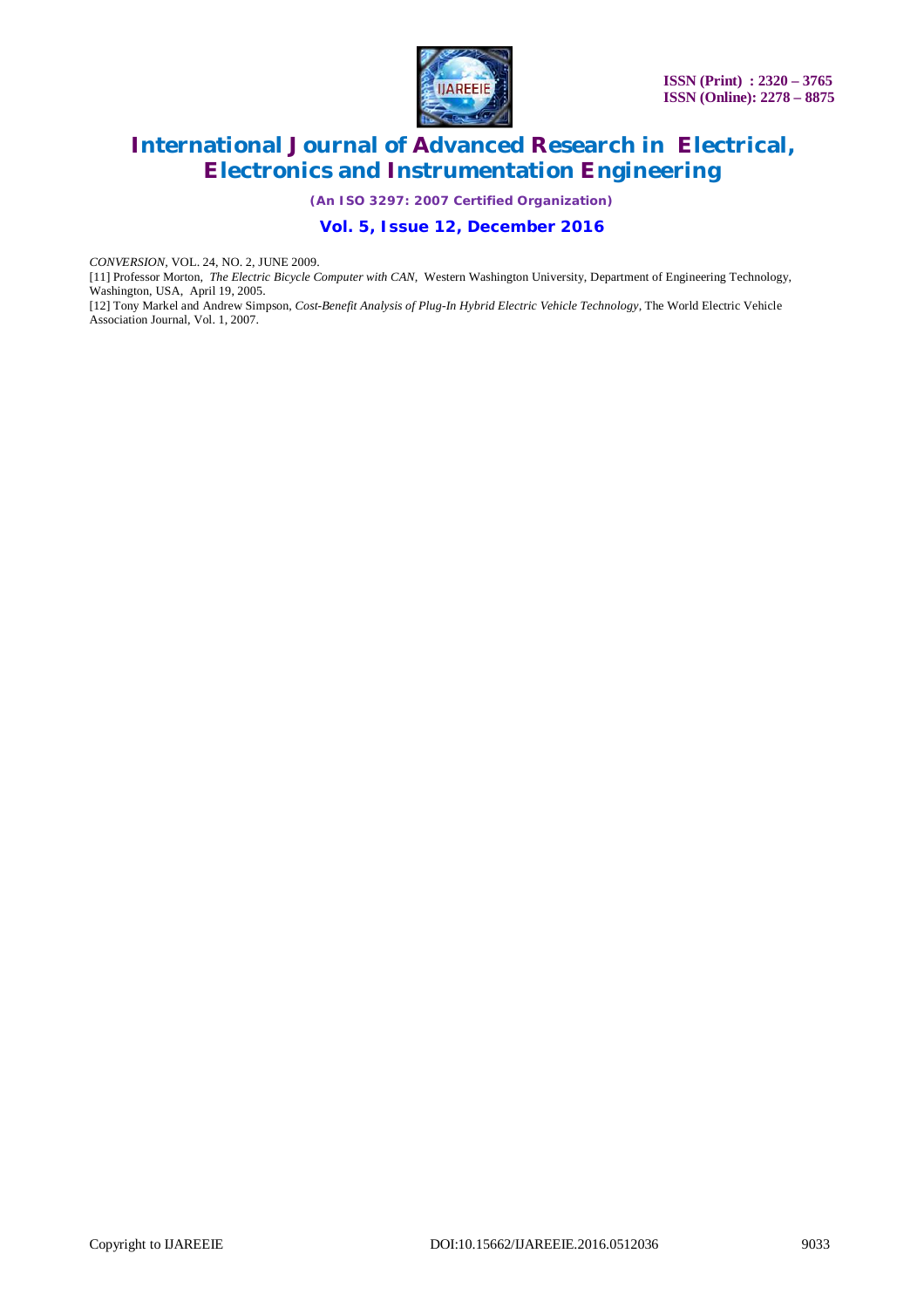*CONVERSION*, VOL. 24, NO. 2, JUNE 2009.

[11] Professor Morton, *The Electric Bicycle Computer with CAN*, Western Washington University, Department of Engineering Technology, Washington, USA, April 19, 2005.

[12] Tony Markel and Andrew Simpson, *Cost-Benefit Analysis of Plug-In Hybrid Electric Vehicle Technology*, The World Electric Vehicle Association Journal, Vol. 1, 2007.